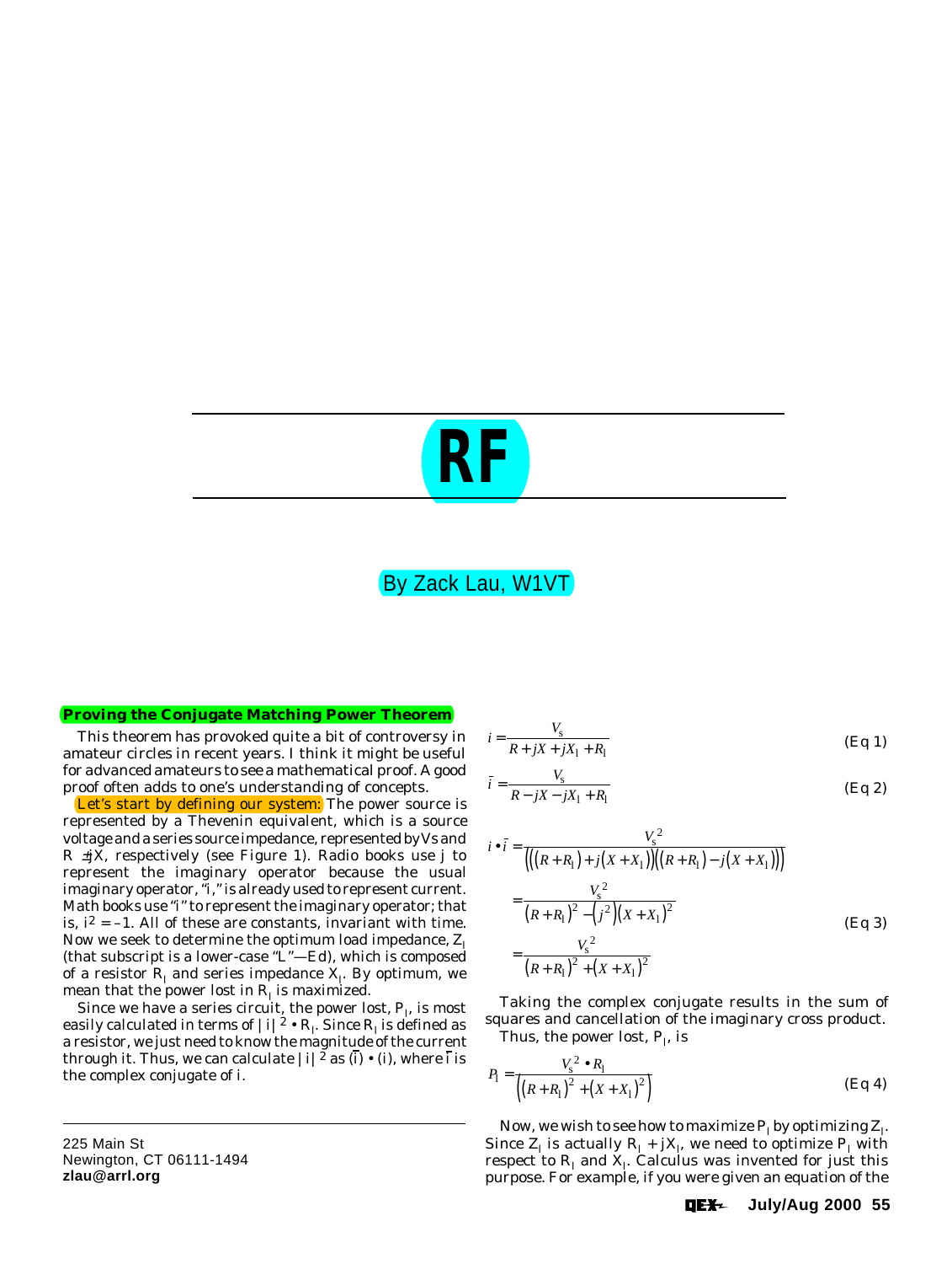# RF

## By Zack Lau, W1VT

### Proving the Conjugate Matching Power Theorem

This theorem has provoked quite a bit of controversy in amateur circles in recent years. I think it might be useful for advanced amateurs to see a mathematical proof. A good proof often adds to one's understanding of concepts.

Let's start by defining our system: The power source is represented by a Thevenin equivalent, which is a source voltage and a series source impedance, represented by Vs and R ±jX, respectively (see Figure 1). Radio books use j to represent the imaginary operator because the usual imaginary operator, "i," is already used to represent current. Math books use "i" to represent the imaginary operator; that is, $i^2 = -1$. All of these are constants, invariant with time. Now we seek to determine the optimum load impedance, $Z_l$ (that subscript is a lower-case "L"—Ed), which is composed of a resistor $R_l$ and series impedance $X_l$. By optimum, we mean that the power lost in $R_l$ is maximized.

Since we have a series circuit, the power lost, $P_l$, is most easily calculated in terms of $|i|^2 \bullet R_l$. Since $R_l$ is defined as a resistor, we just need to know the magnitude of the current through it. Thus, we can calculate $|i|^2$ as $(\bar{i}) \bullet (i)$, where $\bar{i}$ is the complex conjugate of i.

$$i = \frac{V_s}{R + jX + jX_l + R_l} \quad \text{(Eq 1)}$$

$$\bar{i} = \frac{V_s}{R - jX - jX_l + R_l} \quad \text{(Eq 2)}$$

$$\begin{aligned} i \bullet \bar{i} &= \frac{V_s^2}{\left(\left((R+R_l)+j(X+X_l)\right)\left((R+R_l)-j(X+X_l)\right)\right)} \\ &= \frac{V_s^2}{(R+R_l)^2 - (j^2)(X+X_l)^2} \\ &= \frac{V_s^2}{(R+R_l)^2 + (X+X_l)^2} \end{aligned} \quad \text{(Eq 3)}$$

Taking the complex conjugate results in the sum of squares and cancellation of the imaginary cross product. Thus, the power lost, $P_l$, is

$$P_l = \frac{V_s^2 \bullet R_l}{\left((R+R_l)^2 + (X+X_l)^2\right)} \quad \text{(Eq 4)}$$

Now, we wish to see how to maximize $P_l$ by optimizing $Z_l$. Since $Z_l$ is actually $R_l + jX_l$, we need to optimize $P_l$ with respect to $R_l$ and $X_l$. Calculus was invented for just this purpose. For example, if you were given an equation of the

225 Main St
Newington, CT 06111-1494
**zlau@arrl.org**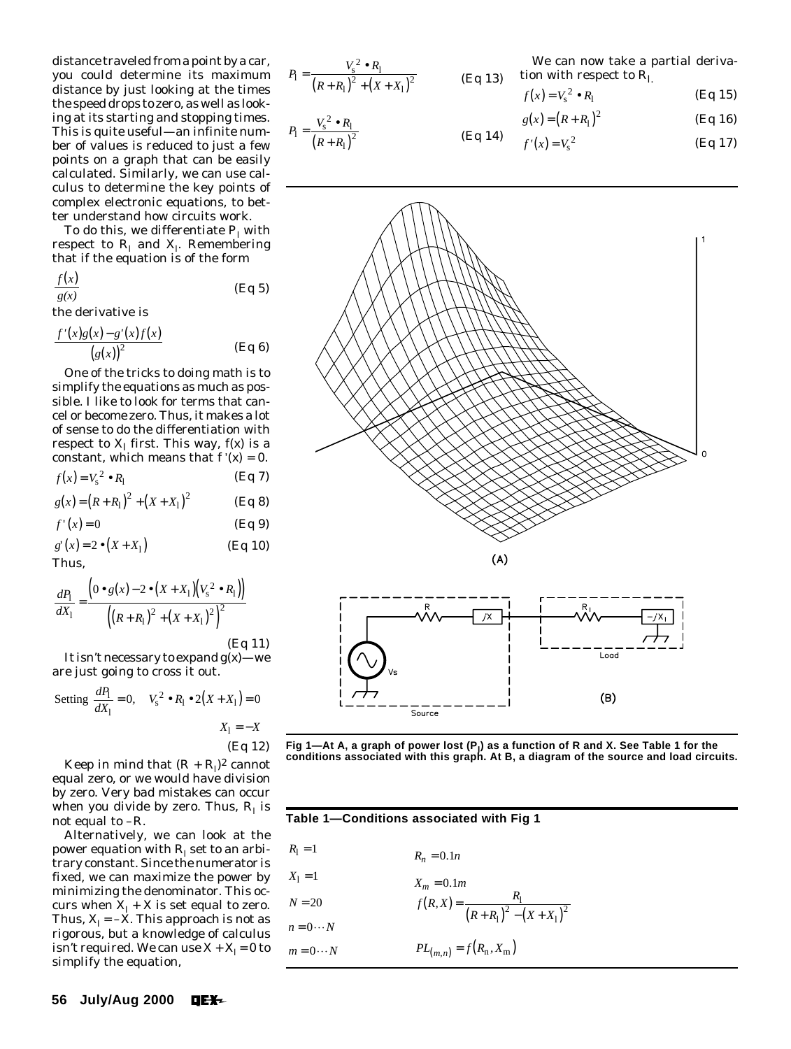distance traveled from a point by a car, you could determine its maximum distance by just looking at the times the speed drops to zero, as well as looking at its starting and stopping times. This is quite useful—an infinite number of values is reduced to just a few points on a graph that can be easily calculated. Similarly, we can use calculus to determine the key points of complex electronic equations, to better understand how circuits work.

To do this, we differentiate $P_l$ with respect to $R_l$ and $X_l$. Remembering that if the equation is of the form

$$\frac{f(x)}{g(x)} \quad \text{(Eq 5)}$$

the derivative is

$$\frac{f'(x)g(x) - g'(x)f(x)}{(g(x))^2} \quad \text{(Eq 6)}$$

One of the tricks to doing math is to simplify the equations as much as possible. I like to look for terms that cancel or become zero. Thus, it makes a lot of sense to do the differentiation with respect to $X_l$ first. This way, f(x) is a constant, which means that $f'(x) = 0$.

$$f(x) = V_s^2 \bullet R_l \quad \text{(Eq 7)}$$

$$g(x) = (R + R_l)^2 + (X + X_l)^2 \quad \text{(Eq 8)}$$

$$f'(x) = 0 \quad \text{(Eq 9)}$$

$$g'(x) = 2 \bullet (X + X_l) \quad \text{(Eq 10)}$$

Thus,

$$\frac{dP_l}{dX_l} = \frac{\left(0 \bullet g(x) - 2 \bullet (X + X_l)\left(V_s^2 \bullet R_l\right)\right)}{\left((R + R_l)^2 + (X + X_l)^2\right)^2} \quad \text{(Eq 11)}$$

It isn't necessary to expand g(x)—we are just going to cross it out.

$$\text{Setting } \frac{dP_l}{dX_l} = 0, \quad V_s^2 \bullet R_l \bullet 2(X + X_l) = 0$$

$$X_l = -X \quad \text{(Eq 12)}$$

Keep in mind that $(R + R_l)^2$ cannot equal zero, or we would have division by zero. Very bad mistakes can occur when you divide by zero. Thus, $R_l$ is not equal to $-R$.

Alternatively, we can look at the power equation with $R_l$ set to an arbitrary constant. Since the numerator is fixed, we can maximize the power by minimizing the denominator. This occurs when $X_l + X$ is set equal to zero. Thus, $X_l = -X$. This approach is not as rigorous, but a knowledge of calculus isn't required. We can use $X + X_l = 0$ to simplify the equation,

$$P_l = \frac{V_s^2 \bullet R_l}{(R + R_l)^2 + (X + X_l)^2} \quad \text{(Eq 13)}$$

$$P_l = \frac{V_s^2 \bullet R_l}{(R + R_l)^2} \quad \text{(Eq 14)}$$

We can now take a partial derivation with respect to $R_l$.

$$f(x) = V_s^2 \bullet R_l \quad \text{(Eq 15)}$$

$$g(x) = (R + R_l)^2 \quad \text{(Eq 16)}$$

$$f'(x) = V_s^2 \quad \text{(Eq 17)}$$

Fig 1—At A, a graph of power lost ($P_l$) as a function of R and X. See Table 1 for the conditions associated with this graph. At B, a diagram of the source and load circuits.

**Table 1—Conditions associated with Fig 1**

| | |
|---|---|
| $R_l = 1$ | $R_n = 0.1n$ |
| $X_l = 1$ | $X_m = 0.1m$ |
| $N = 20$ | $f(R, X) = \frac{R_l}{(R + R_l)^2 - (X + X_l)^2}$ |
| $n = 0 \cdots N$ | |
| $m = 0 \cdots N$ | $PL_{(m,n)} = f(R_n, X_m)$ |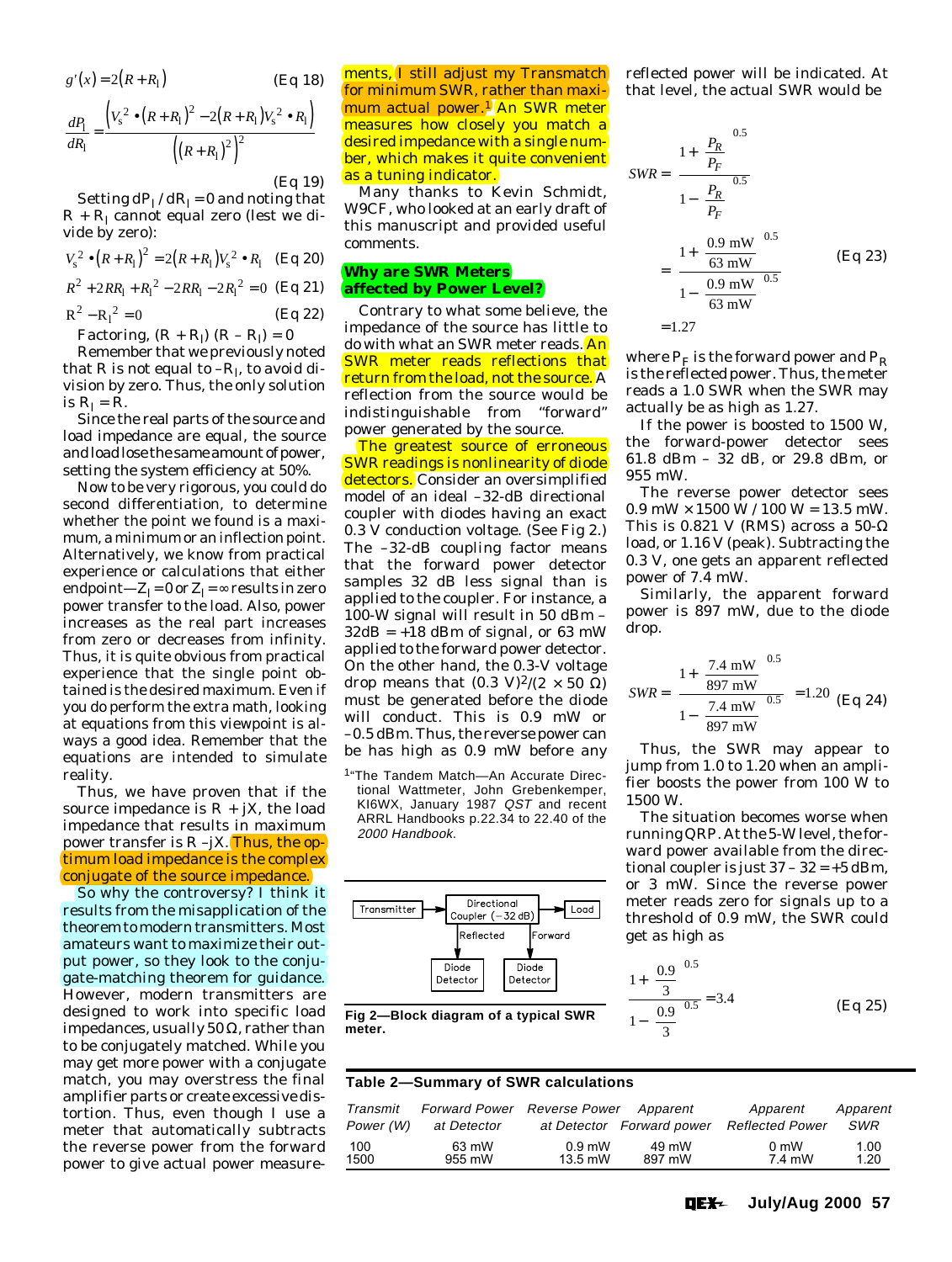$$g'(x) = 2(R + R_l) \qquad \text{(Eq 18)}$$

$$\frac{dP_l}{dR_l} = \frac{\left(V_s^2 \bullet (R+R_l)^2 - 2(R+R_l)V_s^2 \bullet R_l\right)}{\left((R+R_l)^2\right)^2} \qquad \text{(Eq 19)}$$

Setting $dP_l / dR_l = 0$ and noting that $R + R_l$ cannot equal zero (lest we divide by zero):

$$V_s^2 \bullet (R+R_l)^2 = 2(R+R_l)V_s^2 \bullet R_l \qquad \text{(Eq 20)}$$

$$R^2 + 2RR_l + R_l^2 - 2RR_l - 2R_l^2 = 0 \qquad \text{(Eq 21)}$$

$$R^2 - R_l^2 = 0 \qquad \text{(Eq 22)}$$

Factoring, $(R + R_l)(R - R_l) = 0$

Remember that we previously noted that $R$ is not equal to $-R_l$, to avoid division by zero. Thus, the only solution is $R_l = R$.

Since the real parts of the source and load impedance are equal, the source and load lose the same amount of power, setting the system efficiency at 50%.

Now to be very rigorous, you could do second differentiation, to determine whether the point we found is a maximum, a minimum or an inflection point. Alternatively, we know from practical experience or calculations that either endpoint—$Z_l = 0$ or $Z_l = \infty$ results in zero power transfer to the load. Also, power increases as the real part increases from zero or decreases from infinity. Thus, it is quite obvious from practical experience that the single point obtained is the desired maximum. Even if you do perform the extra math, looking at equations from this viewpoint is always a good idea. Remember that the equations are intended to simulate reality.

Thus, we have proven that if the source impedance is $R + jX$, the load impedance that results in maximum power transfer is $R - jX$. Thus, the optimum load impedance is the complex conjugate of the source impedance.

So why the controversy? I think it results from the misapplication of the theorem to modern transmitters. Most amateurs want to maximize their output power, so they look to the conjugate-matching theorem for guidance. However, modern transmitters are designed to work into specific load impedances, usually 50 Ω, rather than to be conjugately matched. While you may get more power with a conjugate match, you may overstress the final amplifier parts or create excessive distortion. Thus, even though I use a meter that automatically subtracts the reverse power from the forward power to give actual power measurements, I still adjust my Transmatch for minimum SWR, rather than maximum actual power.[1] An SWR meter measures how closely you match a desired impedance with a single number, which makes it quite convenient as a tuning indicator.

Many thanks to Kevin Schmidt, W9CF, who looked at an early draft of this manuscript and provided useful comments.

## Why are SWR Meters affected by Power Level?

Contrary to what some believe, the impedance of the source has little to do with what an SWR meter reads. An SWR meter reads reflections that return from the load, not the source. A reflection from the source would be indistinguishable from "forward" power generated by the source.

The greatest source of erroneous SWR readings is nonlinearity of diode detectors. Consider an oversimplified model of an ideal –32-dB directional coupler with diodes having an exact 0.3 V conduction voltage. (See Fig 2.) The –32-dB coupling factor means that the forward power detector samples 32 dB less signal than is applied to the coupler. For instance, a 100-W signal will result in 50 dBm – 32dB = +18 dBm of signal, or 63 mW applied to the forward power detector. On the other hand, the 0.3-V voltage drop means that $(0.3\ \text{V})^2/(2 \times 50\ \Omega)$ must be generated before the diode will conduct. This is 0.9 mW or –0.5 dBm. Thus, the reverse power can be has high as 0.9 mW before any reflected power will be indicated. At that level, the actual SWR would be

$$SWR = \frac{1 + \left(\frac{P_R}{P_F}\right)^{0.5}}{1 - \left(\frac{P_R}{P_F}\right)^{0.5}} = \frac{1 + \left(\frac{0.9\ \text{mW}}{63\ \text{mW}}\right)^{0.5}}{1 - \left(\frac{0.9\ \text{mW}}{63\ \text{mW}}\right)^{0.5}} = 1.27 \qquad \text{(Eq 23)}$$

where $P_F$ is the forward power and $P_R$ is the reflected power. Thus, the meter reads a 1.0 SWR when the SWR may actually be as high as 1.27.

If the power is boosted to 1500 W, the forward-power detector sees 61.8 dBm – 32 dB, or 29.8 dBm, or 955 mW.

The reverse power detector sees 0.9 mW × 1500 W / 100 W = 13.5 mW. This is 0.821 V (RMS) across a 50-Ω load, or 1.16 V (peak). Subtracting the 0.3 V, one gets an apparent reflected power of 7.4 mW.

Similarly, the apparent forward power is 897 mW, due to the diode drop.

$$SWR = \frac{1 + \left(\frac{7.4\ \text{mW}}{897\ \text{mW}}\right)^{0.5}}{1 - \left(\frac{7.4\ \text{mW}}{897\ \text{mW}}\right)^{0.5}} = 1.20 \qquad \text{(Eq 24)}$$

Thus, the SWR may appear to jump from 1.0 to 1.20 when an amplifier boosts the power from 100 W to 1500 W.

The situation becomes worse when running QRP. At the 5-W level, the forward power available from the directional coupler is just 37 – 32 = +5 dBm, or 3 mW. Since the reverse power meter reads zero for signals up to a threshold of 0.9 mW, the SWR could get as high as

$$\frac{1 + \left(\frac{0.9}{3}\right)^{0.5}}{1 - \left(\frac{0.9}{3}\right)^{0.5}} = 3.4 \qquad \text{(Eq 25)}$$

[1] "The Tandem Match—An Accurate Directional Wattmeter, John Grebenkemper, KI6WX, January 1987 *QST* and recent ARRL Handbooks p.22.34 to 22.40 of the *2000 Handbook*.

**Fig 2—Block diagram of a typical SWR meter.**

**Table 2—Summary of SWR calculations**

| *Transmit Power (W)* | *Forward Power at Detector* | *Reverse Power at Detector* | *Apparent Forward power* | *Apparent Reflected Power* | *Apparent SWR* |
|---|---|---|---|---|---|
| 100 | 63 mW | 0.9 mW | 49 mW | 0 mW | 1.00 |
| 1500 | 955 mW | 13.5 mW | 897 mW | 7.4 mW | 1.20 |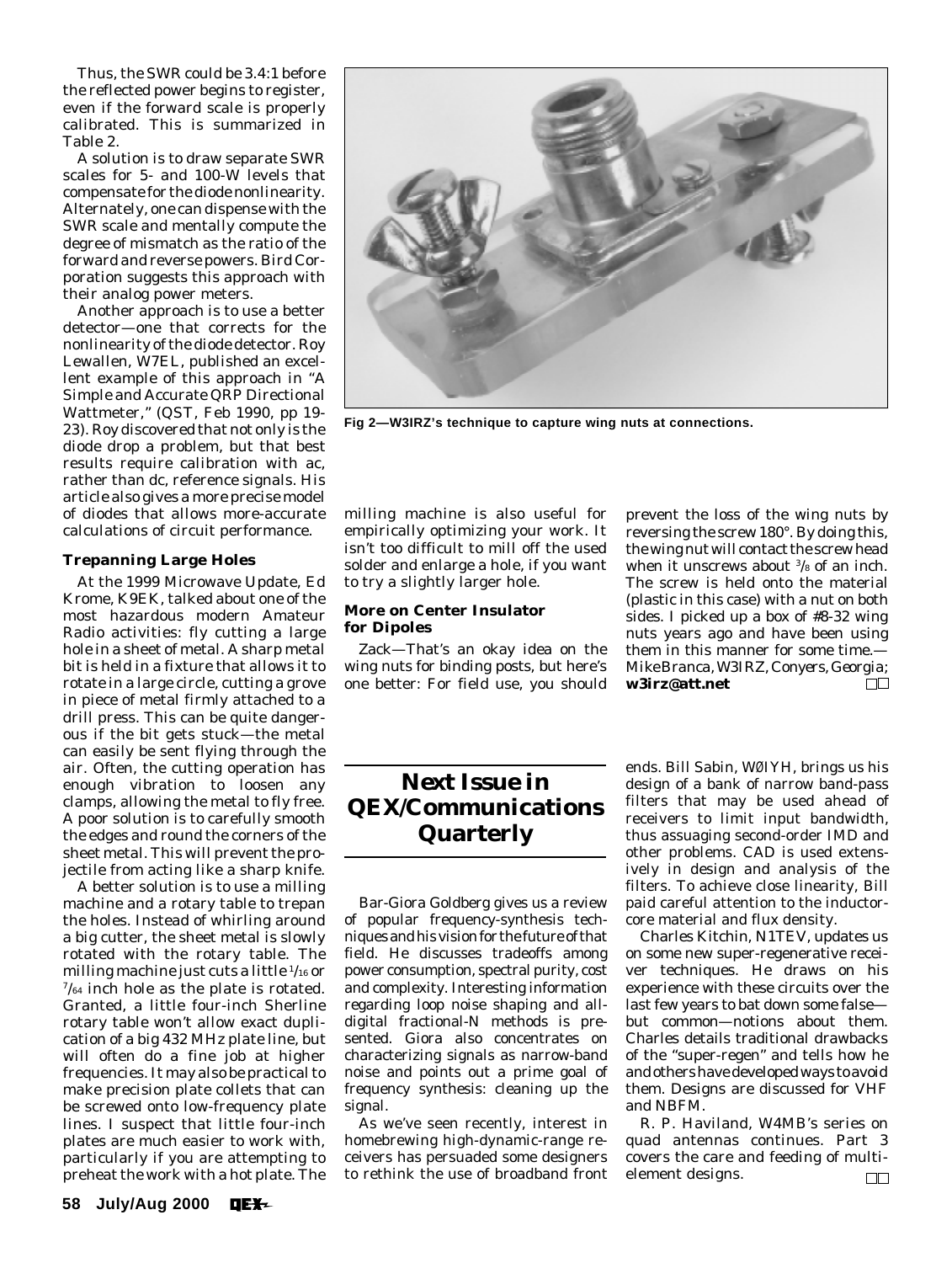Thus, the SWR could be 3.4:1 before the reflected power begins to register, even if the forward scale is properly calibrated. This is summarized in Table 2.

A solution is to draw separate SWR scales for 5- and 100-W levels that compensate for the diode nonlinearity. Alternately, one can dispense with the SWR scale and mentally compute the degree of mismatch as the ratio of the forward and reverse powers. Bird Corporation suggests this approach with their analog power meters.

Another approach is to use a better detector—one that corrects for the nonlinearity of the diode detector. Roy Lewallen, W7EL, published an excellent example of this approach in "A Simple and Accurate QRP Directional Wattmeter," (QST, Feb 1990, pp 19-23). Roy discovered that not only is the diode drop a problem, but that best results require calibration with ac, rather than dc, reference signals. His article also gives a more precise model of diodes that allows more-accurate calculations of circuit performance.

### Trepanning Large Holes

At the 1999 Microwave Update, Ed Krome, K9EK, talked about one of the most hazardous modern Amateur Radio activities: fly cutting a large hole in a sheet of metal. A sharp metal bit is held in a fixture that allows it to rotate in a large circle, cutting a grove in piece of metal firmly attached to a drill press. This can be quite dangerous if the bit gets stuck—the metal can easily be sent flying through the air. Often, the cutting operation has enough vibration to loosen any clamps, allowing the metal to fly free. A poor solution is to carefully smooth the edges and round the corners of the sheet metal. This will prevent the projectile from acting like a sharp knife.

A better solution is to use a milling machine and a rotary table to trepan the holes. Instead of whirling around a big cutter, the sheet metal is slowly rotated with the rotary table. The milling machine just cuts a little 1/16 or 7/64 inch hole as the plate is rotated. Granted, a little four-inch Sherline rotary table won't allow exact duplication of a big 432 MHz plate line, but will often do a fine job at higher frequencies. It may also be practical to make precision plate collets that can be screwed onto low-frequency plate lines. I suspect that little four-inch plates are much easier to work with, particularly if you are attempting to preheat the work with a hot plate. The milling machine is also useful for empirically optimizing your work. It isn't too difficult to mill off the used solder and enlarge a hole, if you want to try a slightly larger hole.

### More on Center Insulator for Dipoles

Zack—That's an okay idea on the wing nuts for binding posts, but here's one better: For field use, you should prevent the loss of the wing nuts by reversing the screw 180°. By doing this, the wing nut will contact the screw head when it unscrews about 3/8 of an inch. The screw is held onto the material (plastic in this case) with a nut on both sides. I picked up a box of #8-32 wing nuts years ago and have been using them in this manner for some time.—*Mike Branca, W3IRZ, Conyers, Georgia;* **w3irz@att.net**

**Fig 2—W3IRZ's technique to capture wing nuts at connections.**

## Next Issue in QEX/Communications Quarterly

Bar-Giora Goldberg gives us a review of popular frequency-synthesis techniques and his vision for the future of that field. He discusses tradeoffs among power consumption, spectral purity, cost and complexity. Interesting information regarding loop noise shaping and all-digital fractional-N methods is presented. Giora also concentrates on characterizing signals as narrow-band noise and points out a prime goal of frequency synthesis: cleaning up the signal.

As we've seen recently, interest in homebrewing high-dynamic-range receivers has persuaded some designers to rethink the use of broadband front ends. Bill Sabin, WØIYH, brings us his design of a bank of narrow band-pass filters that may be used ahead of receivers to limit input bandwidth, thus assuaging second-order IMD and other problems. CAD is used extensively in design and analysis of the filters. To achieve close linearity, Bill paid careful attention to the inductor-core material and flux density.

Charles Kitchin, N1TEV, updates us on some new super-regenerative receiver techniques. He draws on his experience with these circuits over the last few years to bat down some false—but common—notions about them. Charles details traditional drawbacks of the "super-regen" and tells how he and others have developed ways to avoid them. Designs are discussed for VHF and NBFM.

R. P. Haviland, W4MB's series on quad antennas continues. Part 3 covers the care and feeding of multi-element designs.